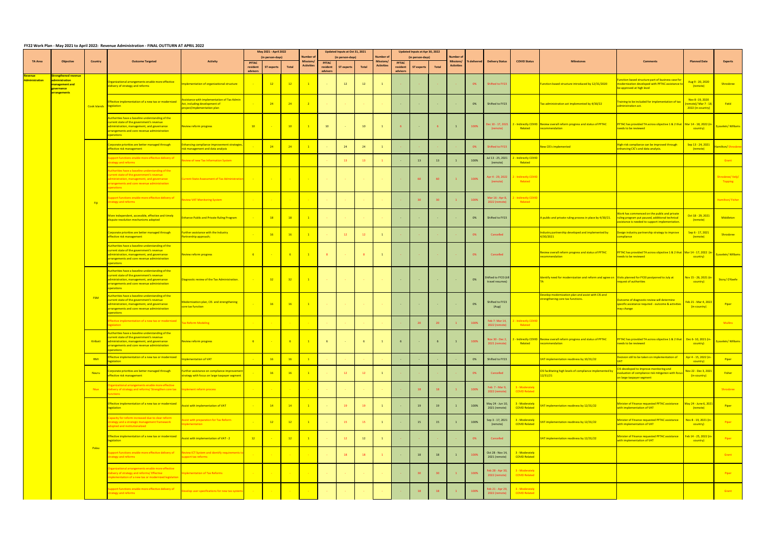## FY22 Work Plan - May 2021 to April 2022: Revenue Administration - FINAL OUTTURN AT APRIL 2022

| TA Area | Objective | Country | Outcome Targeted | Activity | May 2021 - April 2022 (in person-days) | | | Number of Missions/ Activities | Updated Inputs at Oct 31, 2021 (in person-days) | | | Number of Missions/ Activities | Updated Inputs at Apr 30, 2022 (in person-days) | | | Number of Missions/ Activities | % delivered | Delivery Status | COVID Status | Milestones | Comments | Planned Date | Experts |
|---|---|---|---|---|---|---|---|---|---|---|---|---|---|---|---|---|---|---|---|---|---|---|---|
| | | | | | PFTAC resident advisors | ST experts | Total | | PFTAC resident advisors | ST experts | Total | | PFTAC resident advisors | ST experts | Total | | | | | | | | |
| Revenue Administration | Strengthened revenue administration management and governance arrangements | Cook Islands | Organizational arrangements enable more effective delivery of strategy and reforms | Implementation of organizational structure | - | 12 | 12 | 1 | - | 12 | 12 | 1 | - | - | - | - | 0% | Shifted to FY23 | | Function based structure introduced by 12/31/2020 | Function based structure part of business case for modernization developed with PFTAC assistance to be approved at high level | Aug 9 - 20, 2020 (remote) | Shrosbree |
| | | Cook Islands | Effective implementation of a new tax or modernized legislation | Assistance with implementation of Tax Admin Act, including development of project/implementation plan | - | 24 | 24 | 2 | - | - | - | - | - | - | - | - | 0% | Shifted to FY23 | | Tax administration act implemented by 4/30/22 | Training to be included for implementation of tax administration act. | Nov 8 -19, 2020 (remote)/ Mar 7 - 18, 2022 (in-country) | Field |
| | | Cook Islands | Authorities have a baseline understanding of the current state of the government's revenue administration, management, and governance arrangements and core revenue administration operations | Review reform progress | 10 | - | 10 | 1 | 10 | - | 10 | 1 | 6 | - | 6 | 1 | 100% | Dec 10 - 17, 2021 (remote) | 2 - Indirectly COVID Related | Review overall reform progress and status of PFTAC recommendation | PFTAC has provided TA across objective 1 & 2 that needs to be reviewed | Mar 14 - 18, 2022 (in-country) | Eysselein/ Williams |
| | | Fiji | Corporate priorities are better managed through effective risk management | Enhancing compliance improvement strategies, risk management and data analysis | - | 24 | 24 | 1 | - | 24 | 24 | 1 | - | - | - | - | 0% | Shifted to FY23 | | New CIS's implemented | High-risk compliance can be improved through enhancing CIC's and data analysis. | Sep 13 - 24, 2021 (remote) | Hamilton/ Shrosbree |
| | | Fiji | Support functions enable more effective delivery of strategy and reforms | Review of new Tax Information System | | | | | - | 13 | 13 | 1 | - | 13 | 13 | 1 | 100% | Jul 13 - 25, 2021 (remote) | 2 - Indirectly COVID Related | | | | Grant |
| | | Fiji | Authorities have a baseline understanding of the current state of the government's revenue administration, management, and governance arrangements and core revenue administration operations | Current State Assessment of Tax Administration | - | - | - | - | - | - | - | - | - | 60 | 60 | 1 | 100% | Apr 4 - 29, 2022 (remote) | 2 - Indirectly COVID Related | | | | Shrosbree/ Velji/ Topping |
| | | Fiji | Support functions enable more effective delivery of strategy and reforms | Review VAT Monitoring System | - | - | - | - | - | - | - | - | - | 30 | 30 | 1 | 100% | Mar 16 - Apr 8, 2022 (remote) | 2 - Indirectly COVID Related | | | | Hamilton/ Fisher |
| | | Fiji | More independent, accessible, effective and timely dispute resolution mechanisms adopted | Enhance Public and Private Ruling Program | - | 18 | 18 | 1 | - | - | - | - | - | - | - | - | 0% | Shifted to FY23 | | A public and private ruling process in place by 4/30/21. | Work has commenced on the public and private ruling program put paused, additional technical assistance is needed to support implementation. | Oct 18 - 29, 2021 (remote) | Middleton |
| | | Fiji | Corporate priorities are better managed through effective risk management | Further assistance with the Industry Partnership approach; | - | 16 | 16 | 1 | - | 12 | 12 | 1 | - | - | - | - | 0% | Cancelled | | Industry partnership developed and implemented by 4/30/2021 | Design industry partnership strategy to improve compliance | Sep 6 - 17, 2021 (remote) | Shrosbree |
| | | Fiji | Authorities have a baseline understanding of the current state of the government's revenue administration, management, and governance arrangements and core revenue administration operations | Review reform progress | 6 | - | 6 | 1 | 8 | - | 8 | 1 | - | - | - | - | 0% | Cancelled | | Review overall reform progress and status of PFTAC recommendation | PFTAC has provided TA across objective 1 & 2 that needs to be reviewed | Mar 14 - 17, 2022 (in-country) | Eysselein/ Williams |
| | | FSM | Authorities have a baseline understanding of the current state of the government's revenue administration, management, and governance arrangements and core revenue administration operations | Diagnostic review of the Tax Administration. | - | 32 | 32 | 1 | - | - | - | - | - | - | - | - | 0% | Shifted to FY23 (till travel resumes) | | Identify need for modernization and reform and agree on TA | Visits planned for FY20 postponed to July at request of authorities | Nov 15 - 26, 2021 (in-country) | Story/ O'Keefe |
| | | FSM | Authorities have a baseline understanding of the current state of the government's revenue administration, management, and governance arrangements and core revenue administration operations | Modernization plan, CIS and strengthening core tax function | - | 16 | 16 | 1 | - | - | - | - | - | - | - | - | 0% | Shifted to FY23 (Aug) | | Develop modernization plan and assist with CIS and strengthening core tax functions. | Outcome of diagnostic review will determine specific assistance required - outcome & activities may change | Feb 21 - Mar 4, 2022 (in-country) | Piper |
| | | FSM | Effective implementation of a new tax or modernized legislation | Tax Reform Modeling | - | - | - | - | - | - | - | - | - | 20 | 20 | 1 | 100% | Feb 7- Mar 14, 2022 (remote) | 2 - Indirectly COVID Related | | | | Mullins |
| | | Kiribati | Authorities have a baseline understanding of the current state of the government's revenue administration, management, and governance arrangements and core revenue administration operations | Review reform progress | 6 | - | 6 | 1 | 6 | - | 6 | 1 | 6 | - | 6 | 1 | 100% | Nov 30 - Dec 2, 2021 (remote) | 2 - Indirectly COVID Related | Review overall reform progress and status of PFTAC recommendation | PFTAC has provided TA across objective 1 & 2 that needs to be reviewed | Dec 6- 10, 2021 (in-country) | Eysselein/ Williams |
| | | RMI | Effective implementation of a new tax or modernized legislation | Implementation of VAT | - | 16 | 16 | 1 | - | - | - | - | - | - | - | - | 0% | Shifted to FY23 | | VAT implementation readiness by 10/31/22 | Decision still to be taken on implementation of VAT | Apr 4 - 15, 2022 (in-country) | Piper |
| | | Nauru | Corporate priorities are better managed through effective risk management | Further assistance on compliance improvement strategy with focus on large taxpayer segment | - | 16 | 16 | 1 | - | 12 | 12 | 1 | - | - | - | - | 0% | Cancelled | | CIS facilitating high levels of compliance implemented by 12/31/21 | CIS developed to improve monitoring and evaluation of compliance risk mitigation with focus on large taxpayer segment | Nov 22 - Dec 3, 2021 (in-country) | Fisher |
| | | Niue | Organizational arrangements enable more effective delivery of strategy and reforms/ Strengthen core tax functions | Implement reform process | - | - | - | - | - | - | - | - | - | 18 | 18 | 1 | 100% | Feb 7 - Mar 9, 2022 (remote) | 3 - Moderately COVID Related | | | | Shrosbree |
| | | Palau | Effective implementation of a new tax or modernized legislation | Assist with implementation of VAT | - | 14 | 14 | 1 | - | 19 | 19 | 1 | - | 19 | 19 | 1 | 100% | May 24 - Jun 10, 2021 (remote) | 3 - Moderately COVID Related | VAT implementation readiness by 12/31/22 | Minister of Finance requested PFTAC assistance with implementation of VAT | May 24 - June 6, 2021 (remote) | Piper |
| | | Palau | Capacity for reform increased due to clear reform strategy and a strategic management framework adopted and institutionalized | Assist with preparation for Tax Reform implementation | - | 12 | 12 | 1 | - | 15 | 15 | 1 | - | 15 | 15 | 1 | 100% | Sep 3 - 17, 2021 (remote) | 3 - Moderately COVID Related | VAT implementation readiness by 12/31/22 | Minister of Finance requested PFTAC assistance with implementation of VAT | Nov 8 - 19, 2021 (in-country) | Piper |
| | | Palau | Effective implementation of a new tax or modernized legislation | Assist with implementation of VAT - 2 | 12 | - | 12 | 1 | - | 12 | 12 | 1 | - | - | - | - | 0% | Cancelled | | VAT implementation readiness by 12/31/22 | Minister of Finance requested PFTAC assistance with implementation of VAT | Feb 14 - 25, 2022 (in-country) | Piper |
| | | Palau | Support functions enable more effective delivery of strategy and reforms | Review ICT System and identify requirements to support tax reforms | - | - | - | - | - | 18 | 18 | 1 | - | 18 | 18 | 1 | 100% | Oct 28 - Nov 14, 2021 (remote) | 3 - Moderately COVID Related | | | | Grant |
| | | Palau | Organizational arrangements enable more effective delivery of strategy and reforms/ Effective implementation of a new tax or modernized legislation | Implementation of Tax Reforms | - | - | - | - | - | - | - | - | - | 30 | 30 | 1 | 100% | Feb 28 - Apr 30, 2022 (remote) | 3 - Moderately COVID Related | | | | Piper |
| | | Palau | Support functions enable more effective delivery of strategy and reforms | Develop user specifications for new tax systems | - | - | - | - | - | - | - | - | - | 18 | 18 | 1 | 100% | Feb 21 - Apr 29, 2022 (remote) | 3 - Moderately COVID Related | | | | Grant |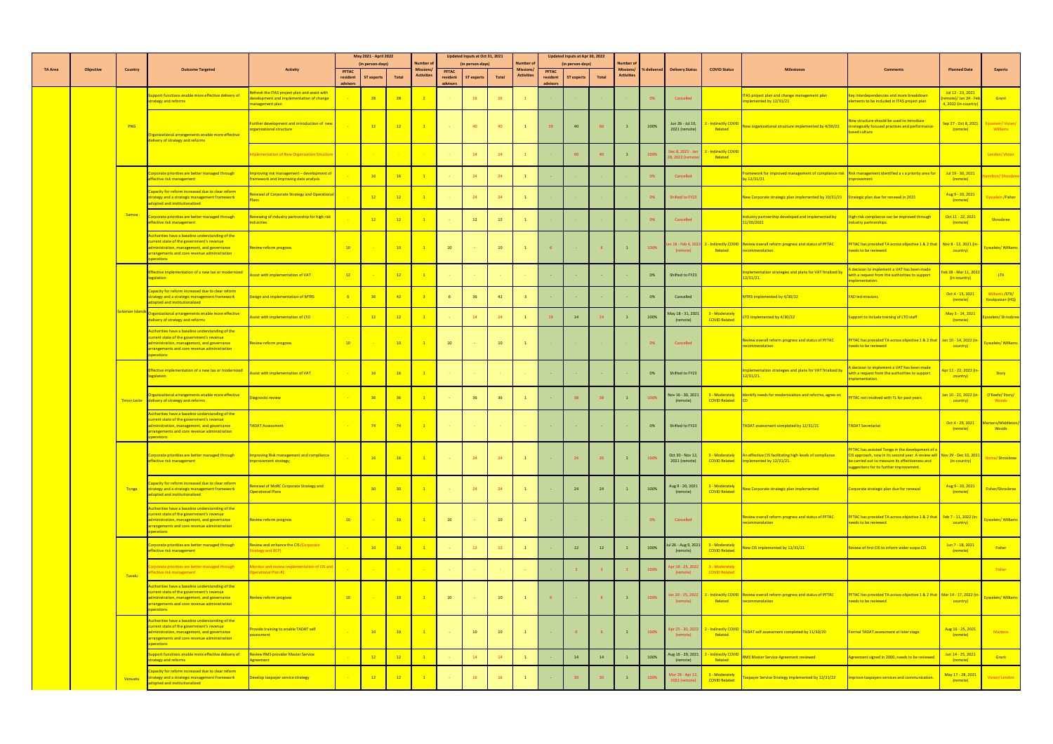| TA Area | Objective | Country | Outcome Targeted | Activity | May 2021 - April 2022 (in person-days) | | | Number of Missions/ Activities | Updated Inputs at Oct 31, 2021 (in person-days) | | | Number of Missions/ Activities | Updated Inputs at Apr 30, 2022 (in person-days) | | | Number of Missions/ Activities | % delivered | Delivery Status | COVID Status | Milestones | Comments | Planned Date | Experts |
|---|---|---|---|---|---|---|---|---|---|---|---|---|---|---|---|---|---|---|---|---|---|---|---|
| | | | | | PFTAC resident advisors | ST experts | Total | | PFTAC resident advisors | ST experts | Total | | PFTAC resident advisors | ST experts | Total | | | | | | | | |
| | | PNG | Support functions enable more effective delivery of strategy and reforms | Refresh the ITAS project plan and assist with development and implementation of change management plan | - | 28 | 28 | 2 | - | 16 | 16 | 1 | - | - | - | - | 0% | Cancelled | | ITAS project plan and change management plan implemented by 12/31/21 | Key interdependencies and more breakdown elements to be included in ITAS project plan | Jul 12 - 23, 2021 (remote)/ Jan 24 - Feb 4, 2022 (in-country) | Grant |
| | | | Organizational arrangements enable more effective delivery of strategy and reforms | Further development and introduction of new organizational structure | - | 12 | 12 | 1 | - | 40 | 40 | 1 | 20 | 40 | 60 | 1 | 100% | Jun 26 - Jul 10, 2021 (remote) | 2 - Indirectly COVID Related | New organizational structure implemented by 4/30/22 | New structure should be used to introduce strategically focused practices and performance-based culture | Sep 27 - Oct 8, 2021 (remote) | Eysselein/ Vivian/ Williams |
| | | | | Implementation of New Organization Structure | - | - | - | - | - | 14 | 14 | 1 | - | 40 | 40 | 1 | 100% | Dec 8, 2021 - Jan 28, 2022 (remote) | 2 - Indirectly COVID Related | | | | Lendon/ Vivian |
| | | Samoa | Corporate priorities are better managed through effective risk management | Improving risk management – development of framework and improving data analysis | - | 16 | 16 | 1 | - | 24 | 24 | 1 | - | - | - | - | 0% | Cancelled | | Framework for improved management of compliance risk by 12/31/21 | Risk management identified a s a priority area for improvement | Jul 19 - 30, 2021 (remote) | Hamilton/ Shrosbree |
| | | | Capacity for reform increased due to clear reform strategy and a strategic management framework adopted and institutionalized | Renewal of Corporate Strategy and Operational Plans | - | 12 | 12 | 1 | - | 24 | 24 | 1 | - | - | - | - | 0% | Shifted to FY23 | | New Corporate strategic plan implemented by 10/31/21 | Strategic plan due for renewal in 2021 | Aug 9 - 20, 2021 (remote) | Eysselein /Fisher |
| | | | Corporate priorities are better managed through effective risk management | Renewing of industry partnership for high risk industries | - | 12 | 12 | 1 | - | 12 | 12 | 1 | - | - | - | - | 0% | Cancelled | | Industry partnership developed and implemented by 11/30/2021 | High-risk compliance can be improved through industry partnerships. | Oct 11 - 22, 2021 (remote) | Shrosbree |
| | | | Authorities have a baseline understanding of the current state of the government's revenue administration, management, and governance arrangements and core revenue administration operations | Review reform progress | 10 | - | 10 | 1 | 10 | - | 10 | 1 | 6 | - | 6 | 1 | 100% | Jan 18 - Feb 4, 2022 (remote) | 2 - Indirectly COVID Related | Review overall reform progress and status of PFTAC recommendation | PFTAC has provided TA across objective 1 & 2 that needs to be reviewed | Nov 8 - 12, 2021 (in-country) | Eysselein/ Williams |
| | | Solomon Islands | Effective implementation of a new tax or modernized legislation | Assist with implementation of VAT | 12 | - | 12 | 1 | - | - | - | - | - | - | - | - | 0% | Shifted to FY23 | | Implementation strategies and plans for VAT finalized by 12/31/21. | A decision to implement a VAT has been made with a request from the authorities to support implementation. | Feb 28 - Mar 11, 2022 (in-country) | LTX |
| | | | Capacity for reform increased due to clear reform strategy and a strategic management framework adopted and institutionalized | Design and implementation of MTRS | 6 | 36 | 42 | 3 | 6 | 36 | 42 | 3 | - | - | - | - | 0% | Cancelled | | MTRS implemented by 4/30/22 | FAD led missions | Oct 4 - 15, 2021 (remote) | Williams /STX/ Koukpaizan (HQ) |
| | | | Organizational arrangements enable more effective delivery of strategy and reforms | Assist with implementation of LTO | - | 12 | 12 | 1 | - | 14 | 14 | 1 | 10 | 14 | 24 | 1 | 100% | May 18 - 31, 2021 (remote) | 3 - Moderately COVID Related | LTO implemented by 4/30/22 | Support to include training of LTO staff | May 3 - 14, 2021 (remote) | Eysselein/ Shrosbree |
| | | | Authorities have a baseline understanding of the current state of the government's revenue administration, management, and governance arrangements and core revenue administration operations | Review reform progress | 10 | - | 10 | 1 | 10 | - | 10 | 1 | - | - | - | - | 0% | Cancelled | | Review overall reform progress and status of PFTAC recommendation | PFTAC has provided TA across objective 1 & 2 that needs to be reviewed | Jan 10 - 14, 2022 (in-country) | Eysselein/ Williams |
| | | Timor-Leste | Effective implementation of a new tax or modernized legislation | Assist with implementation of VAT | - | 16 | 16 | 1 | - | - | - | - | - | - | - | - | 0% | Shifted to FY23 | | Implementation strategies and plans for VAT finalized by 12/31/21. | A decision to implement a VAT has been made with a request from the authorities to support implementation. | Apr 11 - 22, 2022 (in-country) | Story |
| | | | Organizational arrangements enable more effective delivery of strategy and reforms | Diagnostic review | - | 36 | 36 | 1 | - | 36 | 36 | 1 | - | 38 | 38 | 1 | 100% | Nov 16 - 30, 2021 (remote) | 3 - Moderately COVID Related | Identify needs for modernization and reforms, agree on CD | PFTAC not involved with TL for past years | Jan 10 - 21, 2022 (in-country) | O'Keefe/ Story/ Woods |
| | | | Authorities have a baseline understanding of the current state of the government's revenue administration, management, and governance arrangements and core revenue administration operations | TADAT Assessment | - | 74 | 74 | 1 | - | - | - | - | - | - | - | - | 0% | Shifted to FY23 | | TADAT assessment completed by 12/31/21 | TADAT Secretariat | Oct 4 - 29, 2021 (remote) | Martens/Middleton/ Woods |
| | | Tonga | Corporate priorities are better managed through effective risk management | Improving Risk management and compliance improvement strategy; | - | 16 | 16 | 1 | - | 24 | 24 | 1 | - | 26 | 26 | 1 | 100% | Oct 30 - Nov 12, 2021 (remote) | 3 - Moderately COVID Related | An effective CIS facilitating high levels of compliance implemented by 12/31/21. | PFTAC has assisted Tonga in the development of a CIS approach, now in its second year. A review will be carried out to measure its effectiveness and suggestions for its further improvement. | Nov 29 - Dec 10, 2021 (in-country) | Home/ Shrosbree |
| | | | Capacity for reform increased due to clear reform strategy and a strategic management framework adopted and institutionalized | Renewal of MoRC Corporate Strategy and Operational Plans | - | 30 | 30 | 1 | - | 24 | 24 | 1 | - | 24 | 24 | 1 | 100% | Aug 9 - 20, 2021 (remote) | 3 - Moderately COVID Related | New Corporate strategic plan implemented | Corporate strategic plan due for renewal | Aug 9 - 20, 2021 (remote) | Fisher/Shrosbree |
| | | | Authorities have a baseline understanding of the current state of the government's revenue administration, management, and governance arrangements and core revenue administration operations | Review reform progress | 10 | - | 10 | 1 | 10 | - | 10 | 1 | - | - | - | - | 0% | Cancelled | | Review overall reform progress and status of PFTAC recommendation | PFTAC has provided TA across objective 1 & 2 that needs to be reviewed | Feb 7 - 11, 2022 (in-country) | Eysselein/ Williams |
| | | Tuvalu | Corporate priorities are better managed through effective risk management | Review and enhance the CIS (Corporate Strategy and BCP) | - | 10 | 10 | 1 | - | 12 | 12 | 1 | - | 12 | 12 | 1 | 100% | Jul 26 - Aug 9, 2021 (remote) | 3 - Moderately COVID Related | New CIS implemented by 12/31/21 | Review of first CIS to inform wider scope CIS | Jun 7 - 18, 2021 (remote) | Fisher |
| | | | Corporate priorities are better managed through effective risk management | Monitor and review implementation of CIS and Operational Plan #1 | - | - | - | - | - | - | - | - | - | 3 | 3 | 1 | 100% | Apr 18 - 25, 2022 (remote) | 3 - Moderately COVID Related | | | | Fisher |
| | | | Authorities have a baseline understanding of the current state of the government's revenue administration, management, and governance arrangements and core revenue administration operations | Review reform progress | 10 | - | 10 | 1 | 10 | - | 10 | 1 | 6 | - | 6 | 1 | 100% | Jan 20 - 25, 2022 (remote) | 2 - Indirectly COVID Related | Review overall reform progress and status of PFTAC recommendation | PFTAC has provided TA across objective 1 & 2 that needs to be reviewed | Mar 14 - 17, 2022 (in-country) | Eysselein/ Williams |
| | | Vanuatu | Authorities have a baseline understanding of the current state of the government's revenue administration, management, and governance arrangements and core revenue administration operations | Provide training to enable TADAT self assessment | - | 10 | 10 | 1 | - | 10 | 10 | 1 | - | 6 | 6 | 1 | 100% | Apr 25 - 30, 2022 (remote) | 2 - Indirectly COVID Related | TADAT self assessment completed by 11/30/20 | Formal TADAT assessment at later stage | Aug 10 - 25, 2021 (remote) | Martens |
| | | | Support functions enable more effective delivery of strategy and reforms | Review RMS provider Master Service Agreement | - | 12 | 12 | 1 | - | 14 | 14 | 1 | - | 14 | 14 | 1 | 100% | Aug 16 - 29, 2021 (remote) | 2 - Indirectly COVID Related | RMS Master Service Agreement reviewed | Agreement signed in 2000, needs to be reviewed | Jun 14 - 25, 2021 (remote) | Grant |
| | | | Capacity for reform increased due to clear reform strategy and a strategic management framework adopted and institutionalized | Develop taxpayer service strategy | - | 12 | 12 | 1 | - | 16 | 16 | 1 | - | 30 | 30 | 1 | 100% | Mar 28 - Apr 12, 2022 (remote) | 3 - Moderately COVID Related | Taxpayer Service Strategy implemented by 12/31/22 | Improve taxpayers services and communication. | May 17 - 28, 2021 (remote) | Vivian/ Lendon |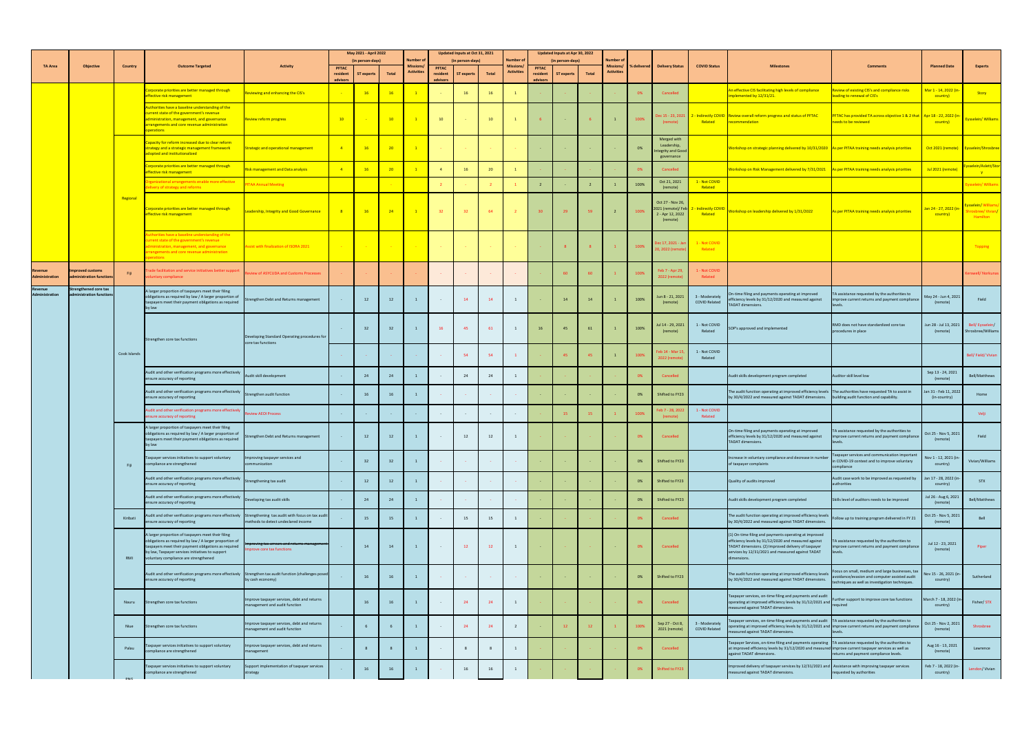| TA Area | Objective | Country | Outcome Targeted | Activity | May 2021 - April 2022 (in person-days) | | | Number of Missions/ Activities | Updated Inputs at Oct 31, 2021 (in person-days) | | | Number of Missions/ Activities | Updated Inputs at Apr 30, 2022 (in person-days) | | | Number of Missions/ Activities | % delivered | Delivery Status | COVID Status | Milestones | Comments | Planned Date | Experts |
|---|---|---|---|---|---|---|---|---|---|---|---|---|---|---|---|---|---|---|---|---|---|---|---|
| | | | | | PFTAC resident advisors | ST experts | Total | | PFTAC resident advisors | ST experts | Total | | PFTAC resident advisors | ST experts | Total | | | | | | | | |
| | | Regional | Corporate priorities are better managed through effective risk management | Reviewing and enhancing the CIS's | - | 16 | 16 | 1 | - | 16 | 16 | 1 | - | - | - | - | 0% | Cancelled | | An effective CIS facilitating high levels of compliance implemented by 12/31/21. | Review of existing CIS's and compliance risks leading to renewal of CIS's | Mar 1 - 14, 2022 (in-country) | Story |
| | | | Authorities have a baseline understanding of the current state of the government's revenue administration, management, and governance arrangements and core revenue administration operations | Review reform progress | 10 | - | 10 | 1 | 10 | - | 10 | 1 | 6 | - | 6 | 1 | 100% | Dec 15 - 23, 2021 (remote) | 2 - Indirectly COVID Related | Review overall reform progress and status of PFTAC recommendation | PFTAC has provided TA across objective 1 & 2 that needs to be reviewed | Apr 18 - 22, 2022 (in-country) | Eysselein/ Williams |
| | | | Capacity for reform increased due to clear reform strategy and a strategic management framework adopted and institutionalized | Strategic and operational management | 4 | 16 | 20 | 1 | - | - | - | - | - | - | - | - | 0% | Merged with Leadership, Integrity and Good governance | | Workshop on strategic planning delivered by 10/31/2020 | As per PITAA training needs analysis priorities | Oct 2021 (remote) | Eysselein/Shrosbree |
| | | | Corporate priorities are better managed through effective risk management | Risk management and Data analysis | 4 | 16 | 20 | 1 | 4 | 16 | 20 | 1 | - | - | - | - | 0% | Cancelled | | Workshop on Risk Management delivered by 7/31/2021 | As per PITAA training needs analysis priorities | Jul 2021 (remote) | Eysselein/Aslett/Story |
| | | | Organizational arrangements enable more effective delivery of strategy and reforms | PITAA Annual Meeting | | | - | | 2 | - | 2 | 1 | 2 | - | 2 | 1 | 100% | Oct 21, 2021 (remote) | 1 - Not COVID Related | | | | Eysselein/ Williams |
| | | | Corporate priorities are better managed through effective risk management | Leadership, Integrity and Good Governance | 8 | 16 | 24 | 1 | 32 | 32 | 64 | 2 | 10 | 29 | 39 | 2 | 100% | Oct 27 - Nov 26, 2021 (remote)/ Feb 2 - Apr 12, 2022 (remote) | 2 - Indirectly COVID Related | Workshop on leadership delivered by 1/31/2022 | As per PITAA training needs analysis priorities | Jan 24 - 27, 2022 (in-country) | Eysselein/ Williams/ Shrosbree/ Vivian/ Hamilton |
| | | | Authorities have a baseline understanding of the current state of the government's revenue administration, management, and governance arrangements and core revenue administration operations | Assist with finalization of ISORA 2021 | - | - | - | - | - | - | - | - | - | 8 | 8 | 1 | 100% | Dec 17, 2021 - Jan 20, 2022 (remote) | 1 - Not COVID Related | | | | Topping |
| Revenue Administration | Improved customs administration functions | Fiji | Trade facilitation and service initiatives better support voluntary compliance | Review of ASYCUDA and Customs Processes | - | - | - | - | - | - | - | - | - | 60 | 60 | 1 | 100% | Feb 7 - Apr 29, 2022 (remote) | 1 - Not COVID Related | | | | Kerswell/ Narkunas |
| Revenue Administration | Strengthened core tax administration functions | Cook Islands | A larger proportion of taxpayers meet their filing obligations as required by law / A larger proportion of taxpayers meet their payment obligations as required by law | Strengthen Debt and Returns management | - | 12 | 12 | 1 | - | 14 | 14 | 1 | - | 14 | 14 | 1 | 100% | Jun 8 - 21, 2021 (remote) | 3 - Moderately COVID Related | On-time filing and payments operating at improved efficiency levels by 31/12/2020 and measured against TADAT dimensions. | TA assistance requested by the authorities to improve current returns and payment compliance levels. | May 24 - Jun 4, 2021 (remote) | Field |
| | | | Strengthen core tax functions | Developing Standard Operating procedures for core tax functions | - | 32 | 32 | 1 | 16 | 45 | 61 | 1 | 16 | 45 | 61 | 1 | 100% | Jul 14 - 29, 2021 (remote) | 1 - Not COVID Related | SOP's approved and implemented | RMD does not have standardized core tax procedures in place | Jun 28 - Jul 13, 2021 (remote) | Bell/ Eysselein/ Shrosbree/Williams |
| | | | | | - | - | - | - | - | 54 | 54 | 1 | - | 45 | 45 | 1 | 100% | Feb 14 - Mar 15, 2022 (remote) | 1 - Not COVID Related | | | | Bell/ Field/ Vivian |
| | | | Audit and other verification programs more effectively ensure accuracy of reporting | Audit skill development | - | 24 | 24 | 1 | - | 24 | 24 | 1 | - | - | - | - | 0% | Cancelled | | Audit skills development program completed | Auditor skill level low | Sep 13 - 24, 2021 (remote) | Bell/Matthews |
| | | | Audit and other verification programs more effectively ensure accuracy of reporting | Strengthen audit function | - | 16 | 16 | 1 | - | - | - | - | - | - | - | - | 0% | Shifted to FY23 | | The audit function operating at improved efficiency levels by 30/4/2022 and measured against TADAT dimensions. | The authorities have requested TA to assist in building audit function and capability. | Jan 31 - Feb 11, 2022 (in-country) | Home |
| | | | Audit and other verification programs more effectively ensure accuracy of reporting | Review AEOI Process | - | - | - | - | - | - | - | - | - | 15 | 15 | 1 | 100% | Feb 7 - 28, 2022 (remote) | 1 - Not COVID Related | | | | Velji |
| | | Fiji | A larger proportion of taxpayers meet their filing obligations as required by law / A larger proportion of taxpayers meet their payment obligations as required by law | Strengthen Debt and Returns management | - | 12 | 12 | 1 | - | 12 | 12 | 1 | - | - | - | - | 0% | Cancelled | | On-time filing and payments operating at improved efficiency levels by 31/12/2020 and measured against TADAT dimensions. | TA assistance requested by the authorities to improve current returns and payment compliance levels. | Oct 25 - Nov 5, 2021 (remote) | Field |
| | | | Taxpayer services initiatives to support voluntary compliance are strengthened | Improving taxpayer services and communication | - | 32 | 32 | 1 | - | - | - | - | - | - | - | - | 0% | Shifted to FY23 | | Increase in voluntary compliance and decrease in number of taxpayer complaints | Taxpayer services and communication important in COVID-19 context and to improve voluntary compliance | Nov 1 - 12, 2021 (in-country) | Vivian/Williams |
| | | | Audit and other verification programs more effectively ensure accuracy of reporting | Strengthening tax audit | - | 12 | 12 | 1 | - | - | - | - | - | - | - | - | 0% | Shifted to FY23 | | Quality of audits improved | Audit case work to be improved as requested by authorities | Jan 17 - 28, 2022 (in-country) | STX |
| | | | Audit and other verification programs more effectively ensure accuracy of reporting | Developing tax audit skills | - | 24 | 24 | 1 | - | - | - | - | - | - | - | - | 0% | Shifted to FY23 | | Audit skills development program completed | Skills level of auditors needs to be improved | Jul 26 - Aug 6, 2021 (remote) | Bell/Matthews |
| | | Kiribati | Audit and other verification programs more effectively ensure accuracy of reporting | Strengthening tax audit with focus on tax audit methods to detect undeclared income | - | 15 | 15 | 1 | - | 15 | 15 | 1 | - | - | - | - | 0% | Cancelled | | The audit function operating at improved efficiency levels by 30/4/2022 and measured against TADAT dimensions. | Follow up to training program delivered in FY 21 | Oct 25 - Nov 5, 2021 (remote) | Bell |
| | | RMI | A larger proportion of taxpayers meet their filing obligations as required by law / A larger proportion of taxpayers meet their payment obligations as required by law, Taxpayer services initiatives to support voluntary compliance are strengthened | ~~Improving tax arrears and returns management~~ Improve core tax functions | - | 14 | 14 | 1 | - | 12 | 12 | 1 | - | - | - | - | 0% | Cancelled | | (1) On-time filing and payments operating at improved efficiency levels by 31/12/2020 and measured against TADAT dimensions. (2) Improved delivery of taxpayer services by 12/31/2021 and measured against TADAT dimensions. | TA assistance requested by the authorities to improve current returns and payment compliance levels. | Jul 12 - 23, 2021 (remote) | Piper |
| | | | Audit and other verification programs more effectively ensure accuracy of reporting | Strengthen tax audit function (challenges posed by cash economy) | - | 16 | 16 | 1 | - | - | - | - | - | - | - | - | 0% | Shifted to FY23 | | The audit function operating at improved efficiency levels by 30/4/2022 and measured against TADAT dimensions. | Focus on small, medium and large businesses, tax avoidance/evasion and computer assisted audit techniques as well as investigation techniques. | Nov 15 - 26, 2021 (in-country) | Sutherland |
| | | Nauru | Strengthen core tax functions | Improve taxpayer services, debt and returns management and audit function | | 16 | 16 | 1 | - | 24 | 24 | 1 | - | - | - | - | 0% | Cancelled | | Taxpayer services, on-time filing and payments and audit operating at improved efficiency levels by 31/12/2021 and measured against TADAT dimensions. | Further support to improve core tax functions required | March 7 - 18, 2022 (in-country) | Fisher/ STX |
| | | Niue | Strengthen core tax functions | Improve taxpayer services, debt and returns management and audit function | - | 6 | 6 | 1 | - | 24 | 24 | 2 | - | 12 | 12 | 1 | 100% | Sep 27 - Oct 8, 2021 (remote) | 3 - Moderately COVID Related | Taxpayer services, on-time filing and payments and audit operating at improved efficiency levels by 31/12/2021 and measured against TADAT dimensions. | TA assistance requested by the authorities to improve current returns and payment compliance levels. | Oct 25 - Nov 2, 2021 (remote) | Shrosbree |
| | | Palau | Taxpayer services initiatives to support voluntary compliance are strengthened | Improve taxpayer services, debt and returns management | - | 8 | 8 | 1 | - | 8 | 8 | 1 | - | - | - | - | 0% | Cancelled | | Taxpayer Services, on-time filing and payments operating at improved efficiency levels by 31/12/2020 and measured against TADAT dimensions. | TA assistance requested by the authorities to improve current taxpayer services as well as returns and payment compliance levels. | Aug 16 - 13, 2021 (remote) | Lawrence |
| | | PNG | Taxpayer services initiatives to support voluntary compliance are strengthened | Support implementation of taxpayer services strategy | - | 16 | 16 | 1 | - | 16 | 16 | 1 | - | - | - | - | 0% | Shifted to FY23 | | Improved delivery of taxpayer services by 12/31/2021 and measured against TADAT dimensions. | Assistance with improving taxpayer services requested by authorities | Feb 7 - 18, 2022 (in-country) | London/ Vivian |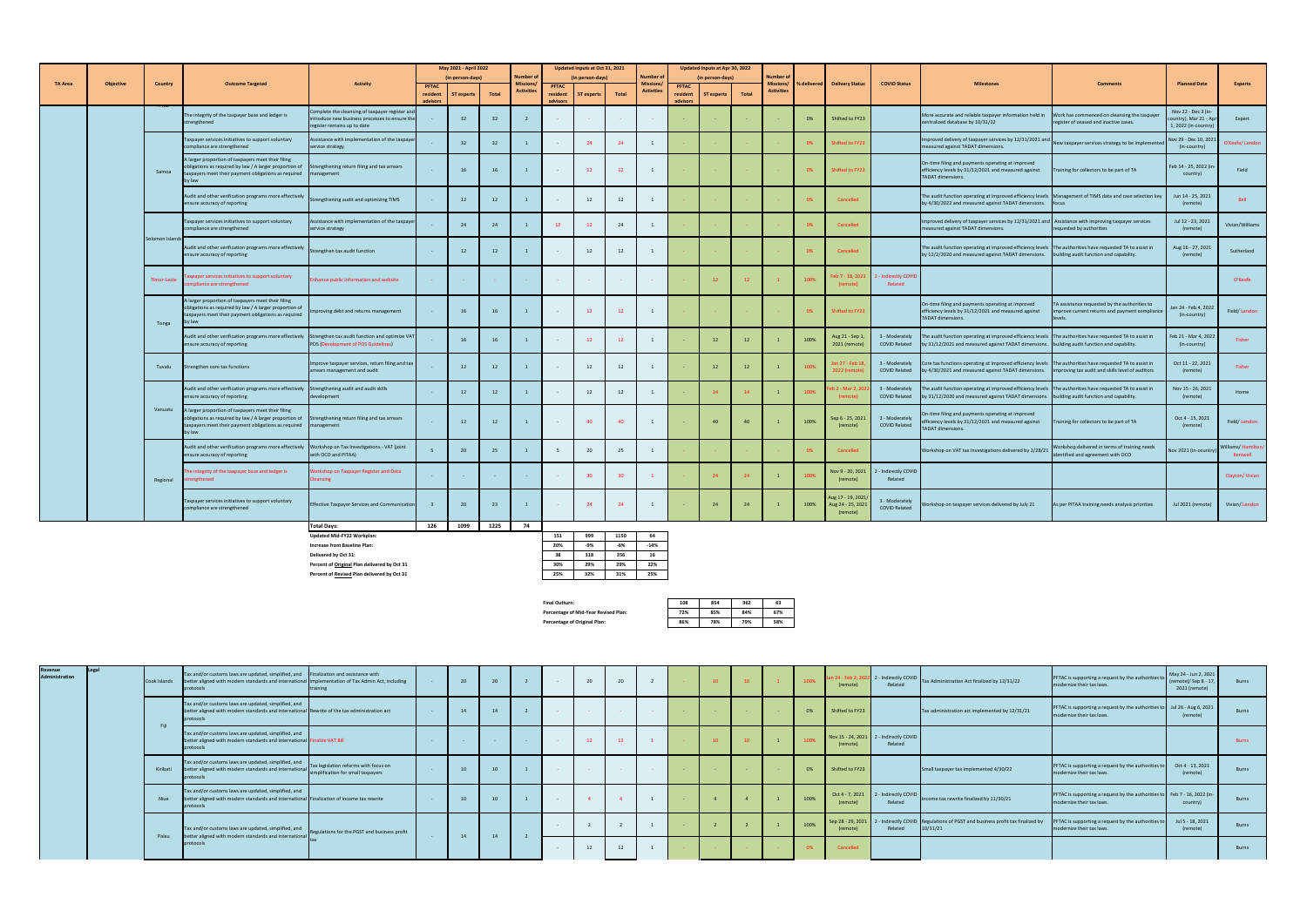| TA Area | Objective | Country | Outcome Targeted | Activity | May 2021 - April 2022 (in person-days) PFTAC resident advisors | ST experts | Total | Number of Missions/ Activities | Updated Inputs at Oct 31, 2021 (in person-days) PFTAC resident advisors | ST experts | Total | Number of Missions/ Activities | Updated Inputs at Apr 30, 2022 (in person-days) PFTAC resident advisors | ST experts | Total | Number of Missions/ Activities | % delivered | Delivery Status | COVID Status | Milestones | Comments | Planned Date | Experts |
|---|---|---|---|---|---|---|---|---|---|---|---|---|---|---|---|---|---|---|---|---|---|---|---|
| | | | The integrity of the taxpayer base and ledger is strengthened | Complete the cleansing of taxpayer register and introduce new business processes to ensure the register remains up to date | - | 32 | 32 | 2 | - | - | - | - | - | - | - | - | 0% | Shifted to FY23 | | More accurate and reliable taxpayer information held in centralized database by 10/31/22 | Work has commenced on cleansing the taxpayer register of ceased and inactive cases. | Nov 22 - Dec 3 (in-country), Mar 21 - Apr 1, 2022 (in-country) | Expert |
| | | Samoa | Taxpayer services initiatives to support voluntary compliance are strengthened | Assistance with implementation of the taxpayer service strategy | - | 32 | 32 | 1 | - | 24 | 24 | 1 | - | - | - | - | 0% | Shifted to FY23 | | Improved delivery of taxpayer services by 12/31/2021 and measured against TADAT dimensions. | New taxpayer services strategy to be implemented | Nov 29 - Dec 10, 2021 (in-country) | O'Keefe/ London |
| | | Samoa | A larger proportion of taxpayers meet their filing obligations as required by law / A larger proportion of taxpayers meet their payment obligations as required by law | Strengthening return filing and tax arrears management | - | 16 | 16 | 1 | - | 12 | 12 | 1 | - | - | - | - | 0% | Shifted to FY23 | | On-time filing and payments operating at improved efficiency levels by 31/12/2021 and measured against TADAT dimensions. | Training for collectors to be part of TA | Feb 14 - 25, 2022 (in-country) | Field |
| | | Samoa | Audit and other verification programs more effectively ensure accuracy of reporting | Strengthening audit and optimizing TIMS | - | 12 | 12 | 1 | - | 12 | 12 | 1 | - | - | - | - | 0% | Cancelled | | The audit function operating at improved efficiency levels by 4/30/2022 and measured against TADAT dimensions. | Management of TIMS data and case selection key focus | Jun 14 - 25, 2021 (remote) | Bell |
| | | Solomon Islands | Taxpayer services initiatives to support voluntary compliance are strengthened | Assistance with implementation of the taxpayer service strategy | - | 24 | 24 | 1 | 12 | 12 | 24 | 1 | - | - | - | - | 0% | Cancelled | | Improved delivery of taxpayer services by 12/31/2021 and measured against TADAT dimensions. | Assistance with improving taxpayer services requested by authorities | Jul 12 - 23, 2021 (remote) | Vivian/Williams |
| | | Solomon Islands | Audit and other verification programs more effectively ensure accuracy of reporting | Strengthen tax audit function | - | 12 | 12 | 1 | - | 12 | 12 | 1 | - | - | - | - | 0% | Cancelled | | The audit function operating at improved efficiency levels by 12/2/2020 and measured against TADAT dimensions. | The authorities have requested TA to assist in building audit function and capability. | Aug 16 - 27, 2021 (remote) | Sutherland |
| | | Timor-Leste | Taxpayer services initiatives to support voluntary compliance are strengthened | Enhance public information and website | - | - | - | - | - | - | - | - | - | 12 | 12 | 1 | 100% | Feb 7 - 18, 2022 (remote) | 2 - Indirectly COVID Related | | | | O'Keefe |
| | | Tonga | A larger proportion of taxpayers meet their filing obligations as required by law / A larger proportion of taxpayers meet their payment obligations as required by law | Improving debt and returns management | - | 16 | 16 | 1 | - | 12 | 12 | 1 | - | - | - | - | 0% | Shifted to FY23 | | On-time filing and payments operating at improved efficiency levels by 31/12/2021 and measured against TADAT dimensions. | TA assistance requested by the authorities to improve current returns and payment compliance levels. | Jan 24 - Feb 4, 2022 (in-country) | Field/ London |
| | | Tonga | Audit and other verification programs more effectively ensure accuracy of reporting | Strengthen tax audit function and optimise VAT POS (Development of POS Guidelines) | - | 16 | 16 | 1 | - | 12 | 12 | 1 | - | 12 | 12 | 1 | 100% | Aug 21 - Sep 1, 2021 (remote) | 3 - Moderately COVID Related | The audit function operating at improved efficiency levels by 31/12/2021 and measured against TADAT dimensions. | The authorities have requested TA to assist in building audit function and capability. | Feb 21 - Mar 4, 2022 (in-country) | Fisher |
| | | Tuvalu | Strengthen core tax functions | Improve taxpayer services, return filing and tax arrears management and audit | - | 12 | 12 | 1 | - | 12 | 12 | 1 | - | 12 | 12 | 1 | 100% | Jan 27 - Feb 18, 2022 (remote) | 3 - Moderately COVID Related | Core tax functions operating at improved efficiency levels by 4/30/2021 and measured against TADAT dimensions. | The authorities have requested TA to assist in improving tax audit and skills level of auditors | Oct 11 - 22, 2021 (remote) | Fisher |
| | | Vanuatu | Audit and other verification programs more effectively ensure accuracy of reporting | Strengthening audit and audit skills development | - | 12 | 12 | 1 | - | 12 | 12 | 1 | - | 14 | 14 | 1 | 100% | Feb 2 - Mar 2, 2022 (remote) | 3 - Moderately COVID Related | The audit function operating at improved efficiency levels by 31/12/2020 and measured against TADAT dimensions. | The authorities have requested TA to assist in building audit function and capability. | Nov 15 - 26, 2021 (remote) | Home |
| | | Vanuatu | A larger proportion of taxpayers meet their filing obligations as required by law / A larger proportion of taxpayers meet their payment obligations as required by law | Strengthening return filing and tax arrears management | - | 12 | 12 | 1 | - | 40 | 40 | 1 | - | 40 | 40 | 1 | 100% | Sep 6 - 25, 2021 (remote) | 3 - Moderately COVID Related | On-time filing and payments operating at improved efficiency levels by 31/12/2021 and measured against TADAT dimensions. | Training for collectors to be part of TA | Oct 4 - 15, 2021 (remote) | Field/ London |
| | | Regional | Audit and other verification programs more effectively ensure accuracy of reporting | Workshop on Tax Investigations - VAT (joint with OCO and PITAA) | 5 | 20 | 25 | 1 | 5 | 20 | 25 | 1 | - | - | - | - | 0% | Cancelled | | Workshop on VAT tax investigations delivered by 2/28/21 | Workshop delivered in terms of training needs identified and agreement with OCO | Nov 2021 (in-country) | Williams/ Hamilton/ Kenwell |
| | | Regional | The integrity of the taxpayer base and ledger is strengthened | Workshop on Taxpayer Register and Data Cleansing | - | - | - | - | - | 30 | 30 | 1 | - | 24 | 24 | 1 | 100% | Nov 9 - 20, 2021 (remote) | 2 - Indirectly COVID Related | | | | Clayton/ Vivian |
| | | Regional | Taxpayer services initiatives to support voluntary compliance are strengthened | Effective Taxpayer Services and Communication | 3 | 20 | 23 | 1 | - | 24 | 24 | 1 | - | 24 | 24 | 1 | 100% | Aug 17 - 19, 2021/ Aug 24 - 25, 2021 (remote) | 3 - Moderately COVID Related | Workshop on taxpayer services delivered by July 21 | As per PITAA training needs analysis priorities | Jul 2021 (remote) | Vivian/ London |
| | | | | **Total Days:** | 126 | 1099 | 1225 | 74 | | | | | | | | | | | | | | | |
| | | | | Updated Mid-FY22 Workplan: | | | | | 151 | 999 | 1150 | 64 | | | | | | | | | | | |
| | | | | Increase from Baseline Plan: | | | | | 20% | -9% | -6% | -14% | | | | | | | | | | | |
| | | | | Delivered by Oct 31: | | | | | 38 | 318 | 356 | 16 | | | | | | | | | | | |
| | | | | Percent of Original Plan delivered by Oct 31 | | | | | 30% | 29% | 29% | 22% | | | | | | | | | | | |
| | | | | Percent of Revised Plan delivered by Oct 31 | | | | | 25% | 32% | 31% | 25% | | | | | | | | | | | |
| | | | | Final Outturn: | | | | | | | | | 108 | 854 | 962 | 43 | | | | | | | |
| | | | | Percentage of Mid-Year Revised Plan: | | | | | | | | | 72% | 85% | 84% | 67% | | | | | | | |
| | | | | Percentage of Original Plan: | | | | | | | | | 86% | 78% | 79% | 58% | | | | | | | |

| TA Area | Objective | Country | Outcome Targeted | Activity | PFTAC resident advisors | ST experts | Total | Number of Missions/ Activities | PFTAC resident advisors | ST experts | Total | Number of Missions/ Activities | PFTAC resident advisors | ST experts | Total | Number of Missions/ Activities | % delivered | Delivery Status | COVID Status | Milestones | Comments | Planned Date | Experts |
|---|---|---|---|---|---|---|---|---|---|---|---|---|---|---|---|---|---|---|---|---|---|---|---|
| Revenue Administration | Legal | Cook Islands | Tax and/or customs laws are updated, simplified, and better aligned with modern standards and international protocols | Finalization and assistance with implementation of Tax Admin Act, including training | - | 20 | 20 | 2 | - | 20 | 20 | 2 | - | 10 | 10 | 1 | 100% | Jan 24 - Feb 2, 2022 (remote) | 2 - Indirectly COVID Related | Tax Administration Act finalized by 12/31/22 | PFTAC is supporting a request by the authorities to modernize their tax laws. | May 24 - Jun 2, 2021 (remote)/ Sep 8 - 17, 2021 (remote) | Burns |
| | | Fiji | Tax and/or customs laws are updated, simplified, and better aligned with modern standards and international protocols | Rewrite of the tax administration act | - | 14 | 14 | 2 | - | - | - | - | - | - | - | - | 0% | Shifted to FY23 | | Tax administration act implemented by 12/31/21 | PFTAC is supporting a request by the authorities to modernize their tax laws. | Jul 26 - Aug 6, 2021 (remote) | Burns |
| | | Fiji | Tax and/or customs laws are updated, simplified, and better aligned with modern standards and international protocols | Finalize VAT Bill | - | - | - | - | - | 12 | 12 | 1 | - | 10 | 10 | 1 | 100% | Nov 15 - 24, 2021 (remote) | 2 - Indirectly COVID Related | | | | Burns |
| | | Kiribati | Tax and/or customs laws are updated, simplified, and better aligned with modern standards and international protocols | Tax legislation reforms with focus on simplification for small taxpayers | - | 10 | 10 | 1 | - | - | - | - | - | - | - | - | 0% | Shifted to FY23 | | Small taxpayer tax implemented 4/30/22 | PFTAC is supporting a request by the authorities to modernize their tax laws. | Oct 4 - 13, 2021 (remote) | Burns |
| | | Niue | Tax and/or customs laws are updated, simplified, and better aligned with modern standards and international protocols | Finalization of income tax rewrite | - | 10 | 10 | 1 | - | 4 | 4 | 1 | - | 4 | 4 | 1 | 100% | Oct 4 - 7, 2021 (remote) | 2 - Indirectly COVID Related | Income tax rewrite finalized by 11/30/21 | PFTAC is supporting a request by the authorities to modernize their tax laws. | Feb 7 - 16, 2022 (in-country) | Burns |
| | | Palau | Tax and/or customs laws are updated, simplified, and better aligned with modern standards and international protocols | Regulations for the PGST and business profit tax | - | 14 | 14 | 2 | - | 2 | 2 | 1 | - | 2 | 2 | 1 | 100% | Sep 28 - 29, 2021 (remote) | 2 - Indirectly COVID Related | Regulations of PGST and business profit tax finalized by 10/31/21 | PFTAC is supporting a request by the authorities to modernize their tax laws. | Jul 5 - 18, 2021 (remote) | Burns |
| | | Palau | | | | | | | - | 12 | 12 | 1 | - | - | - | - | 0% | Cancelled | | | | | Burns |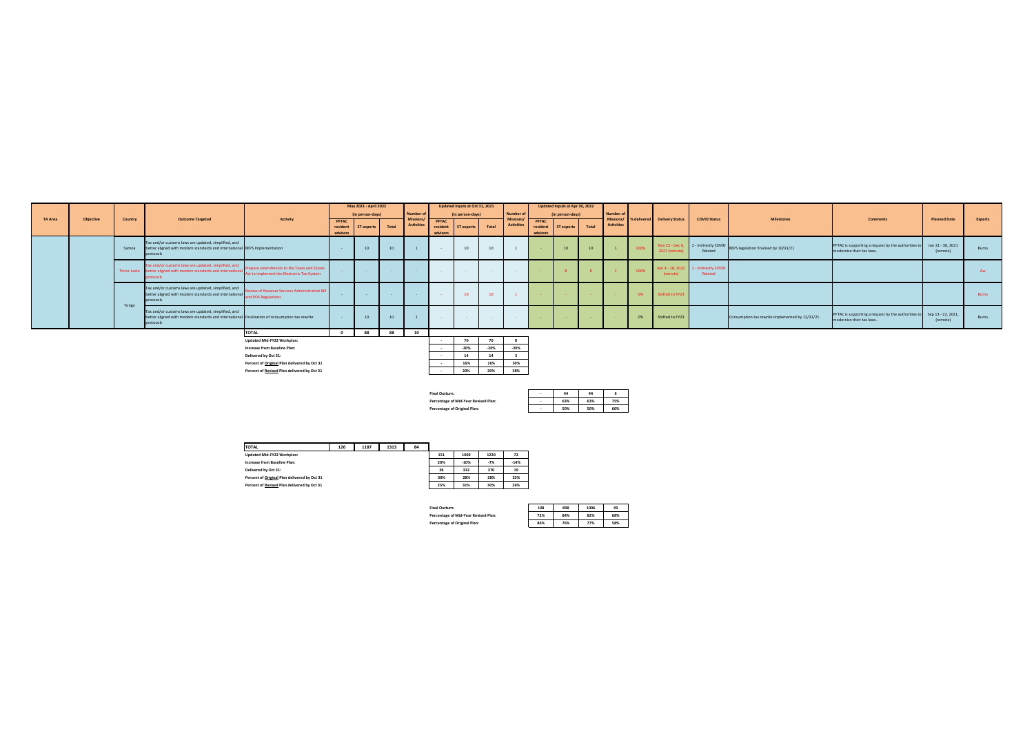| TA Area | Objective | Country | Outcome Targeted | Activity | May 2021 - April 2022 (in person-days) | | | Number of Missions/ Activities | Updated Inputs at Oct 31, 2021 (in person-days) | | | Number of Missions/ Activities | Updated Inputs at Apr 30, 2022 (in person-days) | | | Number of Missions/ Activities | % delivered | Delivery Status | COVID Status | Milestones | Comments | Planned Date | Experts |
|---|---|---|---|---|---|---|---|---|---|---|---|---|---|---|---|---|---|---|---|---|---|---|---|
| | | | | | PFTAC resident advisors | ST experts | Total | | PFTAC resident advisors | ST experts | Total | | PFTAC resident advisors | ST experts | Total | | | | | | | | |
| | | Samoa | Tax and/or customs laws are updated, simplified, and better aligned with modern standards and international protocols | BEPS Implementation | - | 10 | 10 | 1 | - | 10 | 10 | 1 | - | 10 | 10 | 1 | 100% | Nov 22 - Dec 6, 2021 (remote) | 2 - Indirectly COVID Related | BEPS legislation finalized by 10/31/21 | PFTAC is supporting a request by the authorities to modernize their tax laws. | Jun 21 - 30, 2021 (remote) | Burns |
| | | Timor-Leste | Tax and/or customs laws are updated, simplified, and better aligned with modern standards and international protocols | Prepare amendments to the Taxes and Duties Act to implement the Electronic Tax System | - | - | - | - | - | - | - | - | - | 8 | 8 | 1 | 100% | Apr 4 - 18, 2022 (remote) | 2 - Indirectly COVID Related | | | | Aw |
| | | Tonga | Tax and/or customs laws are updated, simplified, and better aligned with modern standards and international protocols | Review of Revenue Services Administration Bill and POS Regulations | - | - | - | - | - | 10 | 10 | 1 | - | - | - | - | 0% | Shifted to FY23 | | | | | Burns |
| | | | Tax and/or customs laws are updated, simplified, and better aligned with modern standards and international protocols | Finalization of consumption tax rewrite | - | 10 | 10 | 1 | - | - | - | - | - | - | - | - | 0% | Shifted to FY23 | | Consumption tax rewrite implemented by 12/31/21 | PFTAC is supporting a request by the authorities to modernize their tax laws. | Sep 13 - 22, 2021, (remote) | Burns |
| | | | | **TOTAL** | **0** | **88** | **88** | **10** | | | | | | | | | | | | | | | |
| | | | | **Updated Mid-FY22 Workplan:** | | | | | - | 70 | 70 | 8 | | | | | | | | | | | |
| | | | | **Increase from Baseline Plan:** | | | | | - | -20% | -20% | -20% | | | | | | | | | | | |
| | | | | **Delivered by Oct 31:** | | | | | - | 14 | 14 | 3 | | | | | | | | | | | |
| | | | | **Percent of Original Plan delivered by Oct 31** | | | | | - | 16% | 16% | 30% | | | | | | | | | | | |
| | | | | **Percent of Revised Plan delivered by Oct 31** | | | | | - | 20% | 20% | 38% | | | | | | | | | | | |
| | | | | | | | | | **Final Outturn:** | | | | - | 44 | 44 | 6 | | | | | | | |
| | | | | | | | | | **Percentage of Mid-Year Revised Plan:** | | | | - | 63% | 63% | 75% | | | | | | | |
| | | | | | | | | | **Percentage of Original Plan:** | | | | - | 50% | 50% | 60% | | | | | | | |

| | | | | | | | | |
|---|---|---|---|---|---|---|---|---|
| **TOTAL** | **126** | **1187** | **1313** | **84** | | | | |
| **Updated Mid-FY22 Workplan:** | | | | | 151 | 1069 | 1220 | 72 |
| **Increase from Baseline Plan:** | | | | | 20% | -10% | -7% | -14% |
| **Delivered by Oct 31:** | | | | | 38 | 332 | 370 | 19 |
| **Percent of Original Plan delivered by Oct 31** | | | | | 30% | 28% | 28% | 23% |
| **Percent of Revised Plan delivered by Oct 31** | | | | | 25% | 31% | 30% | 26% |

| | | | | |
|---|---|---|---|---|
| **Final Outturn:** | 108 | 898 | 1006 | 49 |
| **Percentage of Mid-Year Revised Plan:** | 72% | 84% | 82% | 68% |
| **Percentage of Original Plan:** | 86% | 76% | 77% | 58% |